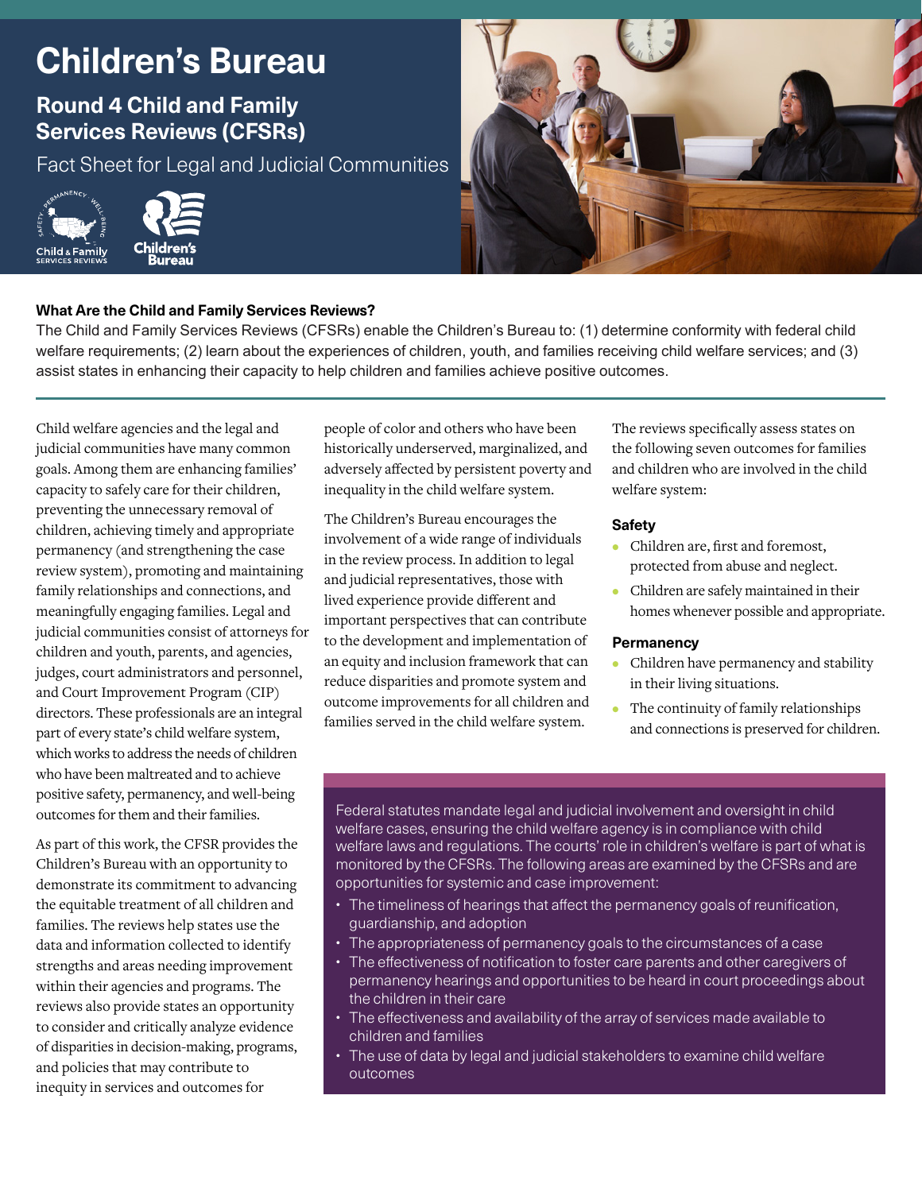# Children's Bureau

## Round 4 Child and Family Services Reviews (CFSRs)

Fact Sheet for Legal and Judicial Communities

**What Are the Child and Family Services Reviews?**

The Child and Family Services Reviews (CFSRs) enable the Children's Bureau to: (1) determine conformity with federal child welfare requirements; (2) learn about the experiences of children, youth, and families receiving child welfare services; and (3) assist states in enhancing their capacity to help children and families achieve positive outcomes.

Child welfare agencies and the legal and judicial communities have many common goals. Among them are enhancing families' capacity to safely care for their children, preventing the unnecessary removal of children, achieving timely and appropriate permanency (and strengthening the case review system), promoting and maintaining family relationships and connections, and meaningfully engaging families. Legal and judicial communities consist of attorneys for children and youth, parents, and agencies, judges, court administrators and personnel, and Court Improvement Program (CIP) directors. These professionals are an integral part of every state's child welfare system, which works to address the needs of children who have been maltreated and to achieve positive safety, permanency, and well-being outcomes for them and their families.

As part of this work, the CFSR provides the Children's Bureau with an opportunity to demonstrate its commitment to advancing the equitable treatment of all children and families. The reviews help states use the data and information collected to identify strengths and areas needing improvement within their agencies and programs. The reviews also provide states an opportunity to consider and critically analyze evidence of disparities in decision-making, programs, and policies that may contribute to inequity in services and outcomes for people of color and others who have been historically underserved, marginalized, and adversely affected by persistent poverty and inequality in the child welfare system.

The Children's Bureau encourages the involvement of a wide range of individuals in the review process. In addition to legal and judicial representatives, those with lived experience provide different and important perspectives that can contribute to the development and implementation of an equity and inclusion framework that can reduce disparities and promote system and outcome improvements for all children and families served in the child welfare system.

The reviews specifically assess states on the following seven outcomes for families and children who are involved in the child welfare system:

### Safety

- Children are, first and foremost, protected from abuse and neglect.
- Children are safely maintained in their homes whenever possible and appropriate.

### Permanency

- Children have permanency and stability in their living situations.
- The continuity of family relationships and connections is preserved for children.

Federal statutes mandate legal and judicial involvement and oversight in child welfare cases, ensuring the child welfare agency is in compliance with child welfare laws and regulations. The courts' role in children's welfare is part of what is monitored by the CFSRs. The following areas are examined by the CFSRs and are opportunities for systemic and case improvement:

- The timeliness of hearings that affect the permanency goals of reunification, guardianship, and adoption
- The appropriateness of permanency goals to the circumstances of a case
- The effectiveness of notification to foster care parents and other caregivers of permanency hearings and opportunities to be heard in court proceedings about the children in their care
- The effectiveness and availability of the array of services made available to children and families
- The use of data by legal and judicial stakeholders to examine child welfare outcomes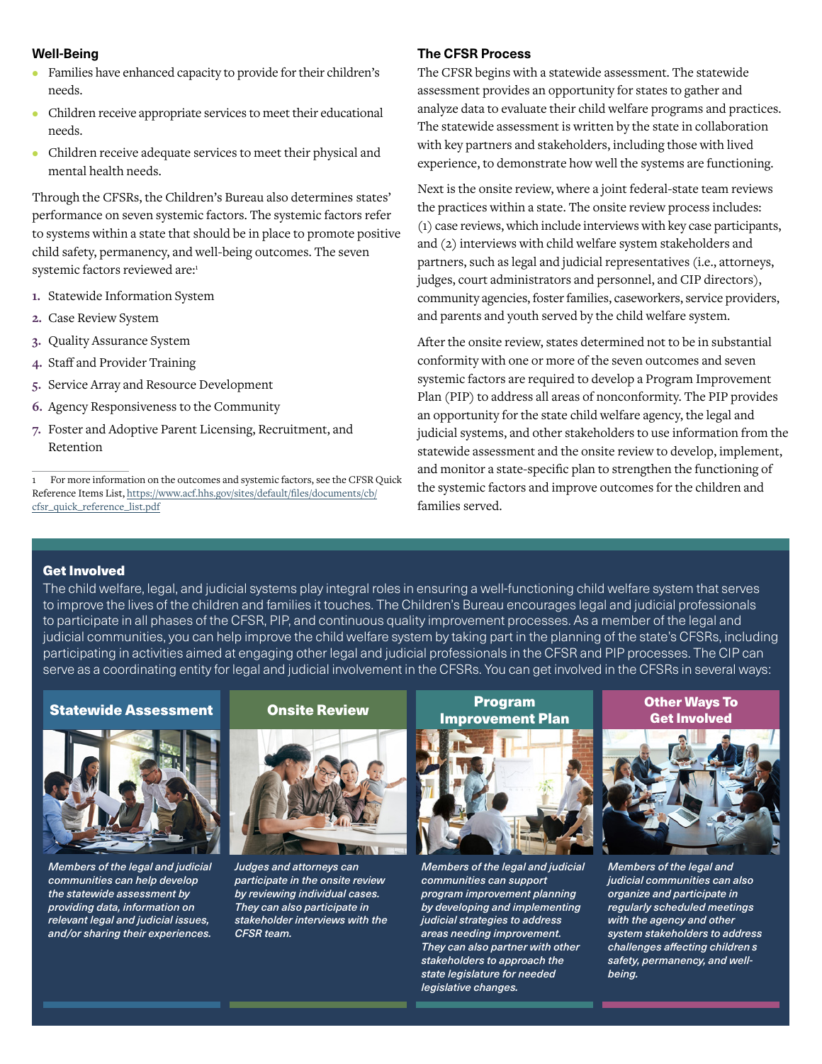## Well-Being

- Families have enhanced capacity to provide for their children's needs.
- Children receive appropriate services to meet their educational needs.
- Children receive adequate services to meet their physical and mental health needs.

Through the CFSRs, the Children's Bureau also determines states' performance on seven systemic factors. The systemic factors refer to systems within a state that should be in place to promote positive child safety, permanency, and well-being outcomes. The seven systemic factors reviewed are:[1]

1. Statewide Information System
2. Case Review System
3. Quality Assurance System
4. Staff and Provider Training
5. Service Array and Resource Development
6. Agency Responsiveness to the Community
7. Foster and Adoptive Parent Licensing, Recruitment, and Retention

[1] For more information on the outcomes and systemic factors, see the CFSR Quick Reference Items List, https://www.acf.hhs.gov/sites/default/files/documents/cb/cfsr_quick_reference_list.pdf

## The CFSR Process

The CFSR begins with a statewide assessment. The statewide assessment provides an opportunity for states to gather and analyze data to evaluate their child welfare programs and practices. The statewide assessment is written by the state in collaboration with key partners and stakeholders, including those with lived experience, to demonstrate how well the systems are functioning.

Next is the onsite review, where a joint federal-state team reviews the practices within a state. The onsite review process includes: (1) case reviews, which include interviews with key case participants, and (2) interviews with child welfare system stakeholders and partners, such as legal and judicial representatives (i.e., attorneys, judges, court administrators and personnel, and CIP directors), community agencies, foster families, caseworkers, service providers, and parents and youth served by the child welfare system.

After the onsite review, states determined not to be in substantial conformity with one or more of the seven outcomes and seven systemic factors are required to develop a Program Improvement Plan (PIP) to address all areas of nonconformity. The PIP provides an opportunity for the state child welfare agency, the legal and judicial systems, and other stakeholders to use information from the statewide assessment and the onsite review to develop, implement, and monitor a state-specific plan to strengthen the functioning of the systemic factors and improve outcomes for the children and families served.

## Get Involved

The child welfare, legal, and judicial systems play integral roles in ensuring a well-functioning child welfare system that serves to improve the lives of the children and families it touches. The Children's Bureau encourages legal and judicial professionals to participate in all phases of the CFSR, PIP, and continuous quality improvement processes. As a member of the legal and judicial communities, you can help improve the child welfare system by taking part in the planning of the state's CFSRs, including participating in activities aimed at engaging other legal and judicial professionals in the CFSR and PIP processes. The CIP can serve as a coordinating entity for legal and judicial involvement in the CFSRs. You can get involved in the CFSRs in several ways:

### Statewide Assessment

*Members of the legal and judicial communities can help develop the statewide assessment by providing data, information on relevant legal and judicial issues, and/or sharing their experiences.*

### Onsite Review

*Judges and attorneys can participate in the onsite review by reviewing individual cases. They can also participate in stakeholder interviews with the CFSR team.*

### Program Improvement Plan

*Members of the legal and judicial communities can support program improvement planning by developing and implementing judicial strategies to address areas needing improvement. They can also partner with other stakeholders to approach the state legislature for needed legislative changes.*

### Other Ways To Get Involved

*Members of the legal and judicial communities can also organize and participate in regularly scheduled meetings with the agency and other system stakeholders to address challenges affecting children s safety, permanency, and well-being.*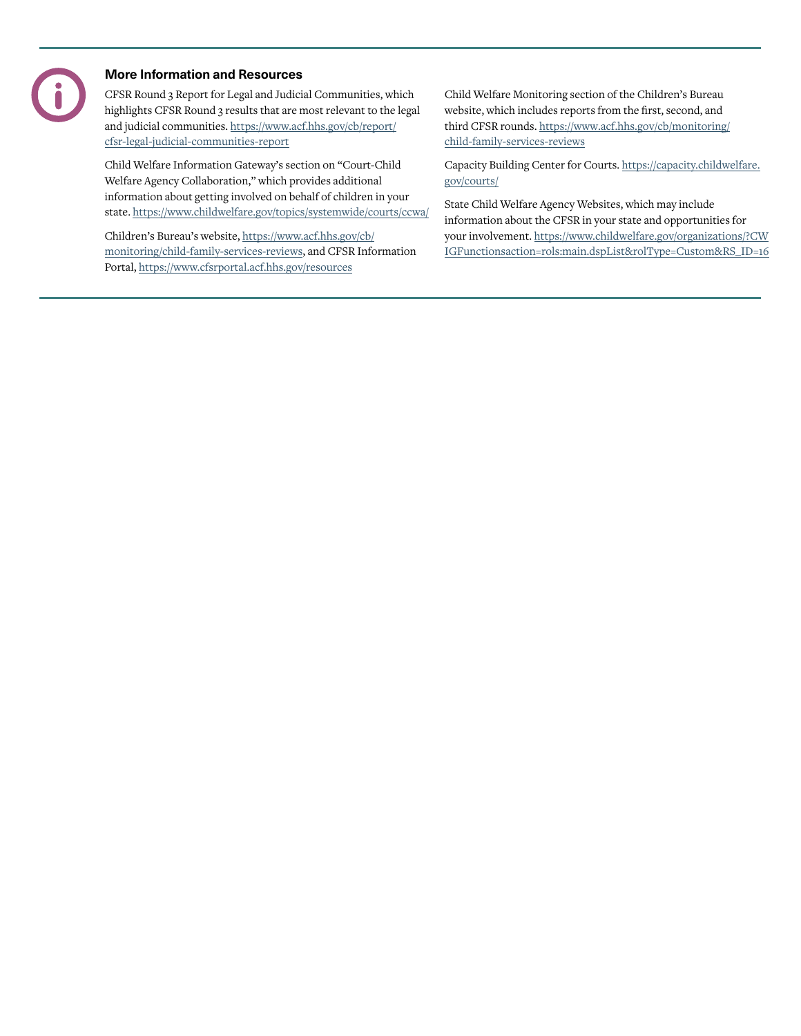### More Information and Resources

CFSR Round 3 Report for Legal and Judicial Communities, which highlights CFSR Round 3 results that are most relevant to the legal and judicial communities. https://www.acf.hhs.gov/cb/report/cfsr-legal-judicial-communities-report

Child Welfare Information Gateway's section on "Court-Child Welfare Agency Collaboration," which provides additional information about getting involved on behalf of children in your state. https://www.childwelfare.gov/topics/systemwide/courts/ccwa/

Children's Bureau's website, https://www.acf.hhs.gov/cb/monitoring/child-family-services-reviews, and CFSR Information Portal, https://www.cfsrportal.acf.hhs.gov/resources

Child Welfare Monitoring section of the Children's Bureau website, which includes reports from the first, second, and third CFSR rounds. https://www.acf.hhs.gov/cb/monitoring/child-family-services-reviews

Capacity Building Center for Courts. https://capacity.childwelfare.gov/courts/

State Child Welfare Agency Websites, which may include information about the CFSR in your state and opportunities for your involvement. https://www.childwelfare.gov/organizations/?CWIGFunctionsaction=rols:main.dspList&rolType=Custom&RS_ID=16